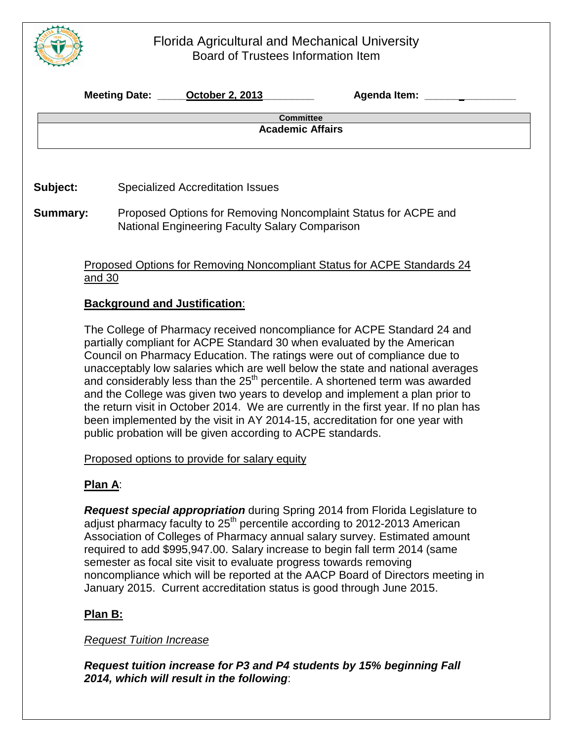# Florida Agricultural and Mechanical University
## Board of Trustees Information Item

**Meeting Date:** **October 2, 2013** **Agenda Item:** ______________

| **Committee** |
|---|
| **Academic Affairs** |

**Subject:** Specialized Accreditation Issues

**Summary:** Proposed Options for Removing Noncomplaint Status for ACPE and National Engineering Faculty Salary Comparison

Proposed Options for Removing Noncompliant Status for ACPE Standards 24 and 30

**Background and Justification**:

The College of Pharmacy received noncompliance for ACPE Standard 24 and partially compliant for ACPE Standard 30 when evaluated by the American Council on Pharmacy Education. The ratings were out of compliance due to unacceptably low salaries which are well below the state and national averages and considerably less than the 25th percentile. A shortened term was awarded and the College was given two years to develop and implement a plan prior to the return visit in October 2014. We are currently in the first year. If no plan has been implemented by the visit in AY 2014-15, accreditation for one year with public probation will be given according to ACPE standards.

Proposed options to provide for salary equity

**Plan A**:

***Request special appropriation*** during Spring 2014 from Florida Legislature to adjust pharmacy faculty to 25th percentile according to 2012-2013 American Association of Colleges of Pharmacy annual salary survey. Estimated amount required to add $995,947.00. Salary increase to begin fall term 2014 (same semester as focal site visit to evaluate progress towards removing noncompliance which will be reported at the AACP Board of Directors meeting in January 2015. Current accreditation status is good through June 2015.

**Plan B:**

*Request Tuition Increase*

***Request tuition increase for P3 and P4 students by 15% beginning Fall 2014, which will result in the following***: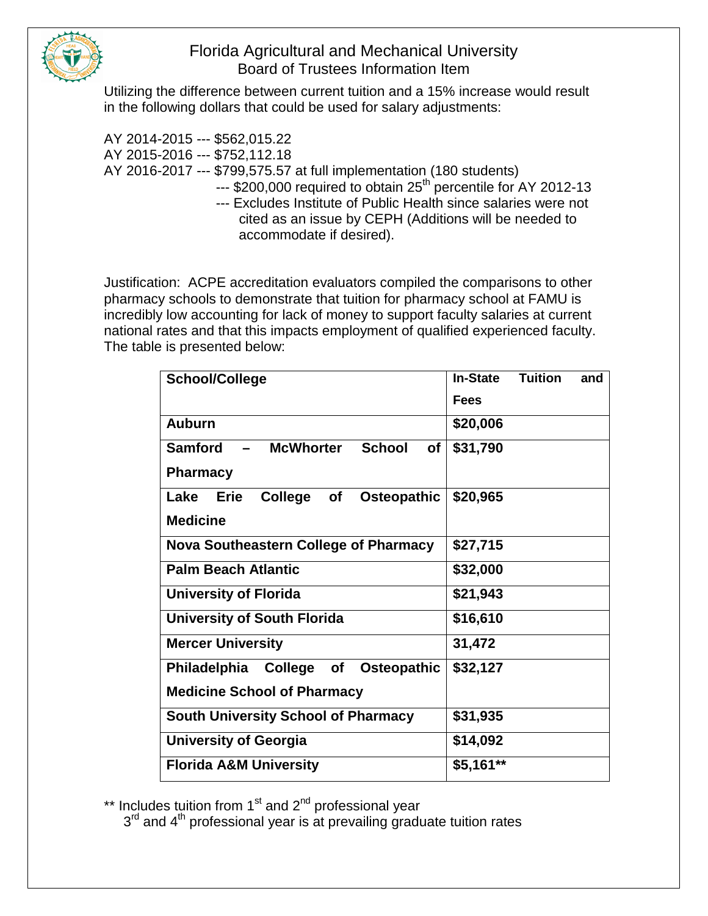# Florida Agricultural and Mechanical University
## Board of Trustees Information Item

Utilizing the difference between current tuition and a 15% increase would result in the following dollars that could be used for salary adjustments:

AY 2014-2015 --- \$562,015.22
AY 2015-2016 --- \$752,112.18
AY 2016-2017 --- \$799,575.57 at full implementation (180 students)
--- \$200,000 required to obtain 25th percentile for AY 2012-13
--- Excludes Institute of Public Health since salaries were not cited as an issue by CEPH (Additions will be needed to accommodate if desired).

Justification: ACPE accreditation evaluators compiled the comparisons to other pharmacy schools to demonstrate that tuition for pharmacy school at FAMU is incredibly low accounting for lack of money to support faculty salaries at current national rates and that this impacts employment of qualified experienced faculty. The table is presented below:

| School/College | In-State Tuition and Fees |
|---|---|
| Auburn | \$20,006 |
| Samford – McWhorter School of Pharmacy | \$31,790 |
| Lake Erie College of Osteopathic Medicine | \$20,965 |
| Nova Southeastern College of Pharmacy | \$27,715 |
| Palm Beach Atlantic | \$32,000 |
| University of Florida | \$21,943 |
| University of South Florida | \$16,610 |
| Mercer University | 31,472 |
| Philadelphia College of Osteopathic Medicine School of Pharmacy | \$32,127 |
| South University School of Pharmacy | \$31,935 |
| University of Georgia | \$14,092 |
| Florida A&M University | \$5,161** |

** Includes tuition from 1st and 2nd professional year
3rd and 4th professional year is at prevailing graduate tuition rates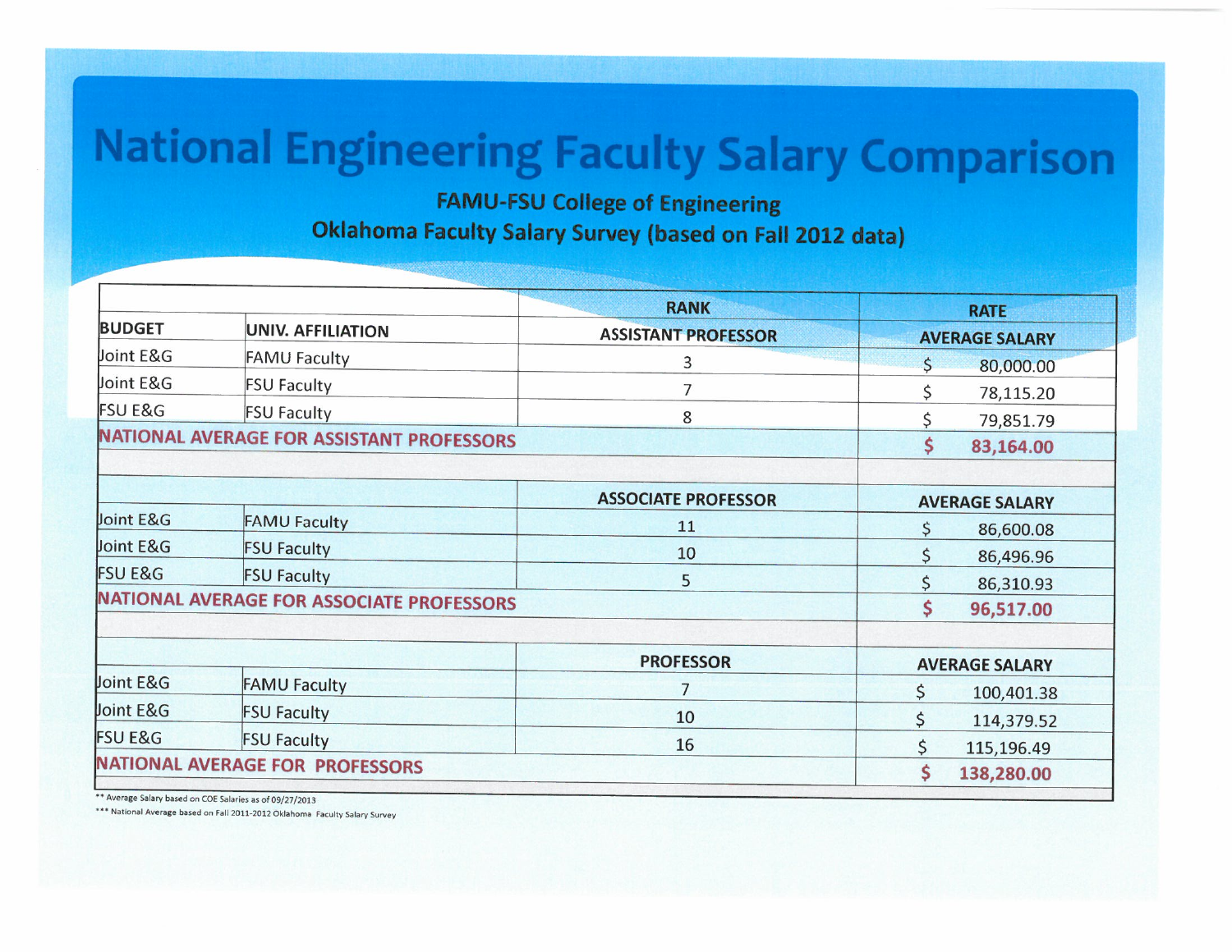# National Engineering Faculty Salary Comparison

**FAMU-FSU College of Engineering**

**Oklahoma Faculty Salary Survey (based on Fall 2012 data)**

| | | RANK | RATE |
|---|---|---|---|
| **BUDGET** | **UNIV. AFFILIATION** | **ASSISTANT PROFESSOR** | **AVERAGE SALARY** |
| Joint E&G | FAMU Faculty | 3 | $ 80,000.00 |
| Joint E&G | FSU Faculty | 7 | $ 78,115.20 |
| FSU E&G | FSU Faculty | 8 | $ 79,851.79 |
| **NATIONAL AVERAGE FOR ASSISTANT PROFESSORS** | | | **$ 83,164.00** |
| | | | |
| | | **ASSOCIATE PROFESSOR** | **AVERAGE SALARY** |
| Joint E&G | FAMU Faculty | 11 | $ 86,600.08 |
| Joint E&G | FSU Faculty | 10 | $ 86,496.96 |
| FSU E&G | FSU Faculty | 5 | $ 86,310.93 |
| **NATIONAL AVERAGE FOR ASSOCIATE PROFESSORS** | | | **$ 96,517.00** |
| | | | |
| | | **PROFESSOR** | **AVERAGE SALARY** |
| Joint E&G | FAMU Faculty | 7 | $ 100,401.38 |
| Joint E&G | FSU Faculty | 10 | $ 114,379.52 |
| FSU E&G | FSU Faculty | 16 | $ 115,196.49 |
| **NATIONAL AVERAGE FOR PROFESSORS** | | | **$ 138,280.00** |

** Average Salary based on COE Salaries as of 09/27/2013

*** National Average based on Fall 2011-2012 Oklahoma Faculty Salary Survey